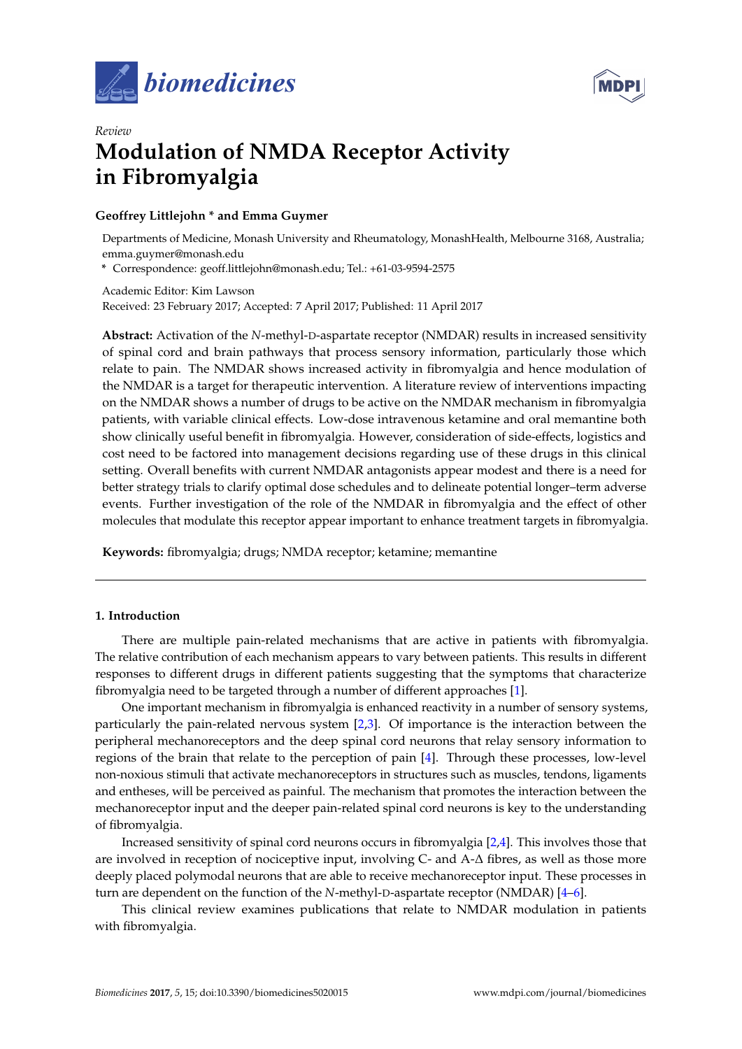*Review*

# Modulation of NMDA Receptor Activity in Fibromyalgia

**Geoffrey Littlejohn * and Emma Guymer**

Departments of Medicine, Monash University and Rheumatology, MonashHealth, Melbourne 3168, Australia; emma.guymer@monash.edu

\* Correspondence: geoff.littlejohn@monash.edu; Tel.: +61-03-9594-2575

Academic Editor: Kim Lawson

Received: 23 February 2017; Accepted: 7 April 2017; Published: 11 April 2017

**Abstract:** Activation of the *N*-methyl-D-aspartate receptor (NMDAR) results in increased sensitivity of spinal cord and brain pathways that process sensory information, particularly those which relate to pain. The NMDAR shows increased activity in fibromyalgia and hence modulation of the NMDAR is a target for therapeutic intervention. A literature review of interventions impacting on the NMDAR shows a number of drugs to be active on the NMDAR mechanism in fibromyalgia patients, with variable clinical effects. Low-dose intravenous ketamine and oral memantine both show clinically useful benefit in fibromyalgia. However, consideration of side-effects, logistics and cost need to be factored into management decisions regarding use of these drugs in this clinical setting. Overall benefits with current NMDAR antagonists appear modest and there is a need for better strategy trials to clarify optimal dose schedules and to delineate potential longer–term adverse events. Further investigation of the role of the NMDAR in fibromyalgia and the effect of other molecules that modulate this receptor appear important to enhance treatment targets in fibromyalgia.

**Keywords:** fibromyalgia; drugs; NMDA receptor; ketamine; memantine

## 1. Introduction

There are multiple pain-related mechanisms that are active in patients with fibromyalgia. The relative contribution of each mechanism appears to vary between patients. This results in different responses to different drugs in different patients suggesting that the symptoms that characterize fibromyalgia need to be targeted through a number of different approaches [1].

One important mechanism in fibromyalgia is enhanced reactivity in a number of sensory systems, particularly the pain-related nervous system [2,3]. Of importance is the interaction between the peripheral mechanoreceptors and the deep spinal cord neurons that relay sensory information to regions of the brain that relate to the perception of pain [4]. Through these processes, low-level non-noxious stimuli that activate mechanoreceptors in structures such as muscles, tendons, ligaments and entheses, will be perceived as painful. The mechanism that promotes the interaction between the mechanoreceptor input and the deeper pain-related spinal cord neurons is key to the understanding of fibromyalgia.

Increased sensitivity of spinal cord neurons occurs in fibromyalgia [2,4]. This involves those that are involved in reception of nociceptive input, involving C- and A-Δ fibres, as well as those more deeply placed polymodal neurons that are able to receive mechanoreceptor input. These processes in turn are dependent on the function of the *N*-methyl-D-aspartate receptor (NMDAR) [4–6].

This clinical review examines publications that relate to NMDAR modulation in patients with fibromyalgia.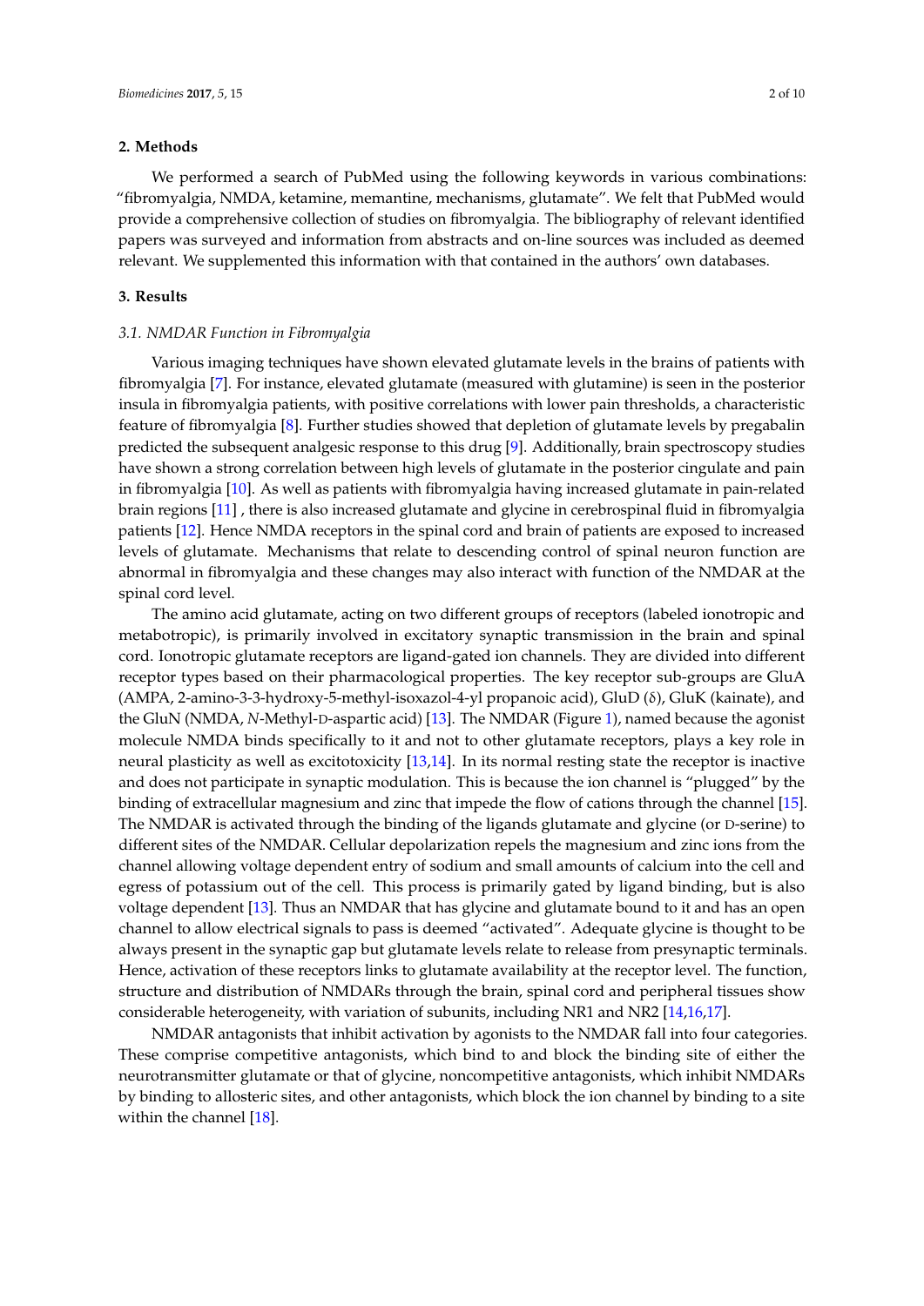## 2. Methods

We performed a search of PubMed using the following keywords in various combinations: "fibromyalgia, NMDA, ketamine, memantine, mechanisms, glutamate". We felt that PubMed would provide a comprehensive collection of studies on fibromyalgia. The bibliography of relevant identified papers was surveyed and information from abstracts and on-line sources was included as deemed relevant. We supplemented this information with that contained in the authors' own databases.

## 3. Results

### 3.1. NMDAR Function in Fibromyalgia

Various imaging techniques have shown elevated glutamate levels in the brains of patients with fibromyalgia [7]. For instance, elevated glutamate (measured with glutamine) is seen in the posterior insula in fibromyalgia patients, with positive correlations with lower pain thresholds, a characteristic feature of fibromyalgia [8]. Further studies showed that depletion of glutamate levels by pregabalin predicted the subsequent analgesic response to this drug [9]. Additionally, brain spectroscopy studies have shown a strong correlation between high levels of glutamate in the posterior cingulate and pain in fibromyalgia [10]. As well as patients with fibromyalgia having increased glutamate in pain-related brain regions [11] , there is also increased glutamate and glycine in cerebrospinal fluid in fibromyalgia patients [12]. Hence NMDA receptors in the spinal cord and brain of patients are exposed to increased levels of glutamate. Mechanisms that relate to descending control of spinal neuron function are abnormal in fibromyalgia and these changes may also interact with function of the NMDAR at the spinal cord level.

The amino acid glutamate, acting on two different groups of receptors (labeled ionotropic and metabotropic), is primarily involved in excitatory synaptic transmission in the brain and spinal cord. Ionotropic glutamate receptors are ligand-gated ion channels. They are divided into different receptor types based on their pharmacological properties. The key receptor sub-groups are GluA (AMPA, 2-amino-3-3-hydroxy-5-methyl-isoxazol-4-yl propanoic acid), GluD (δ), GluK (kainate), and the GluN (NMDA, *N*-Methyl-D-aspartic acid) [13]. The NMDAR (Figure 1), named because the agonist molecule NMDA binds specifically to it and not to other glutamate receptors, plays a key role in neural plasticity as well as excitotoxicity [13,14]. In its normal resting state the receptor is inactive and does not participate in synaptic modulation. This is because the ion channel is "plugged" by the binding of extracellular magnesium and zinc that impede the flow of cations through the channel [15]. The NMDAR is activated through the binding of the ligands glutamate and glycine (or D-serine) to different sites of the NMDAR. Cellular depolarization repels the magnesium and zinc ions from the channel allowing voltage dependent entry of sodium and small amounts of calcium into the cell and egress of potassium out of the cell. This process is primarily gated by ligand binding, but is also voltage dependent [13]. Thus an NMDAR that has glycine and glutamate bound to it and has an open channel to allow electrical signals to pass is deemed "activated". Adequate glycine is thought to be always present in the synaptic gap but glutamate levels relate to release from presynaptic terminals. Hence, activation of these receptors links to glutamate availability at the receptor level. The function, structure and distribution of NMDARs through the brain, spinal cord and peripheral tissues show considerable heterogeneity, with variation of subunits, including NR1 and NR2 [14,16,17].

NMDAR antagonists that inhibit activation by agonists to the NMDAR fall into four categories. These comprise competitive antagonists, which bind to and block the binding site of either the neurotransmitter glutamate or that of glycine, noncompetitive antagonists, which inhibit NMDARs by binding to allosteric sites, and other antagonists, which block the ion channel by binding to a site within the channel [18].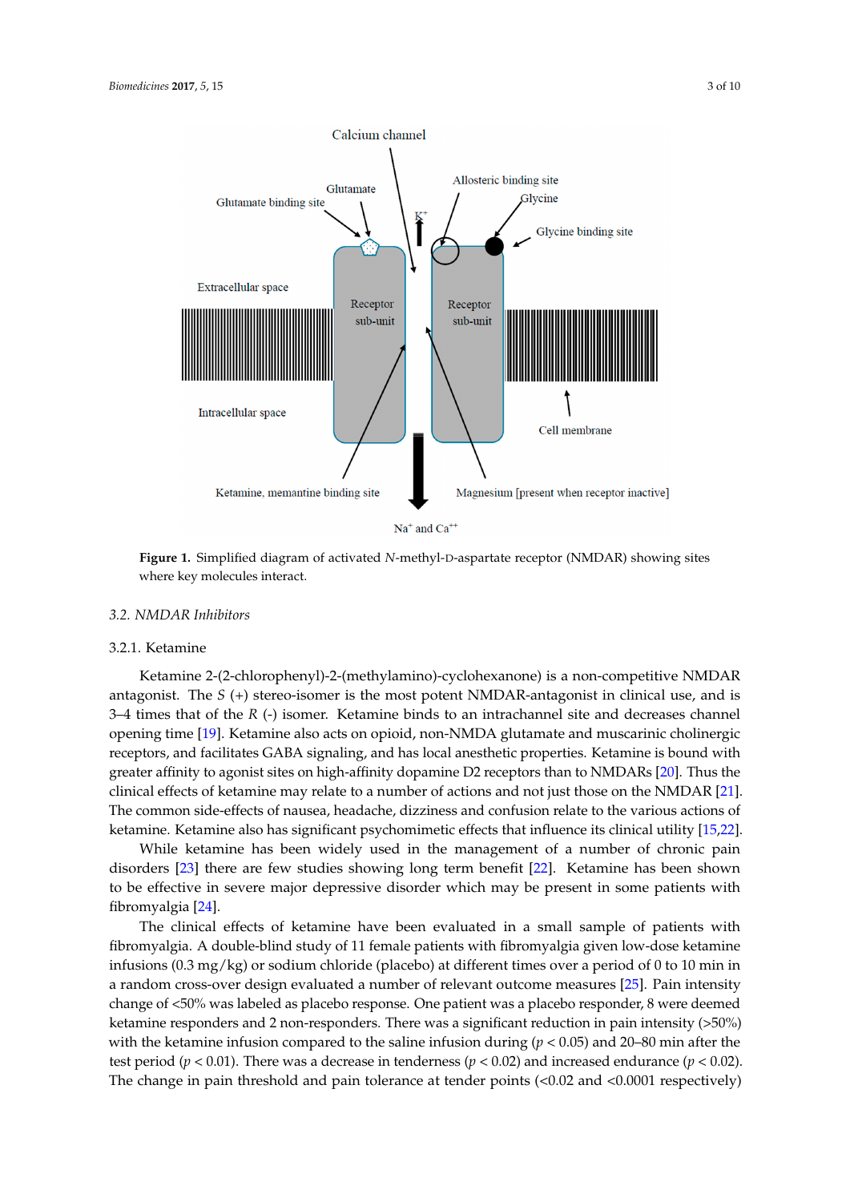**Figure 1.** Simplified diagram of activated *N*-methyl-D-aspartate receptor (NMDAR) showing sites where key molecules interact.

### 3.2. NMDAR Inhibitors

#### 3.2.1. Ketamine

Ketamine 2-(2-chlorophenyl)-2-(methylamino)-cyclohexanone) is a non-competitive NMDAR antagonist. The *S* (+) stereo-isomer is the most potent NMDAR-antagonist in clinical use, and is 3–4 times that of the *R* (-) isomer. Ketamine binds to an intrachannel site and decreases channel opening time [19]. Ketamine also acts on opioid, non-NMDA glutamate and muscarinic cholinergic receptors, and facilitates GABA signaling, and has local anesthetic properties. Ketamine is bound with greater affinity to agonist sites on high-affinity dopamine D2 receptors than to NMDARs [20]. Thus the clinical effects of ketamine may relate to a number of actions and not just those on the NMDAR [21]. The common side-effects of nausea, headache, dizziness and confusion relate to the various actions of ketamine. Ketamine also has significant psychomimetic effects that influence its clinical utility [15,22].

While ketamine has been widely used in the management of a number of chronic pain disorders [23] there are few studies showing long term benefit [22]. Ketamine has been shown to be effective in severe major depressive disorder which may be present in some patients with fibromyalgia [24].

The clinical effects of ketamine have been evaluated in a small sample of patients with fibromyalgia. A double-blind study of 11 female patients with fibromyalgia given low-dose ketamine infusions (0.3 mg/kg) or sodium chloride (placebo) at different times over a period of 0 to 10 min in a random cross-over design evaluated a number of relevant outcome measures [25]. Pain intensity change of <50% was labeled as placebo response. One patient was a placebo responder, 8 were deemed ketamine responders and 2 non-responders. There was a significant reduction in pain intensity (>50%) with the ketamine infusion compared to the saline infusion during ($p < 0.05$) and 20–80 min after the test period ($p < 0.01$). There was a decrease in tenderness ($p < 0.02$) and increased endurance ($p < 0.02$). The change in pain threshold and pain tolerance at tender points (<0.02 and <0.0001 respectively)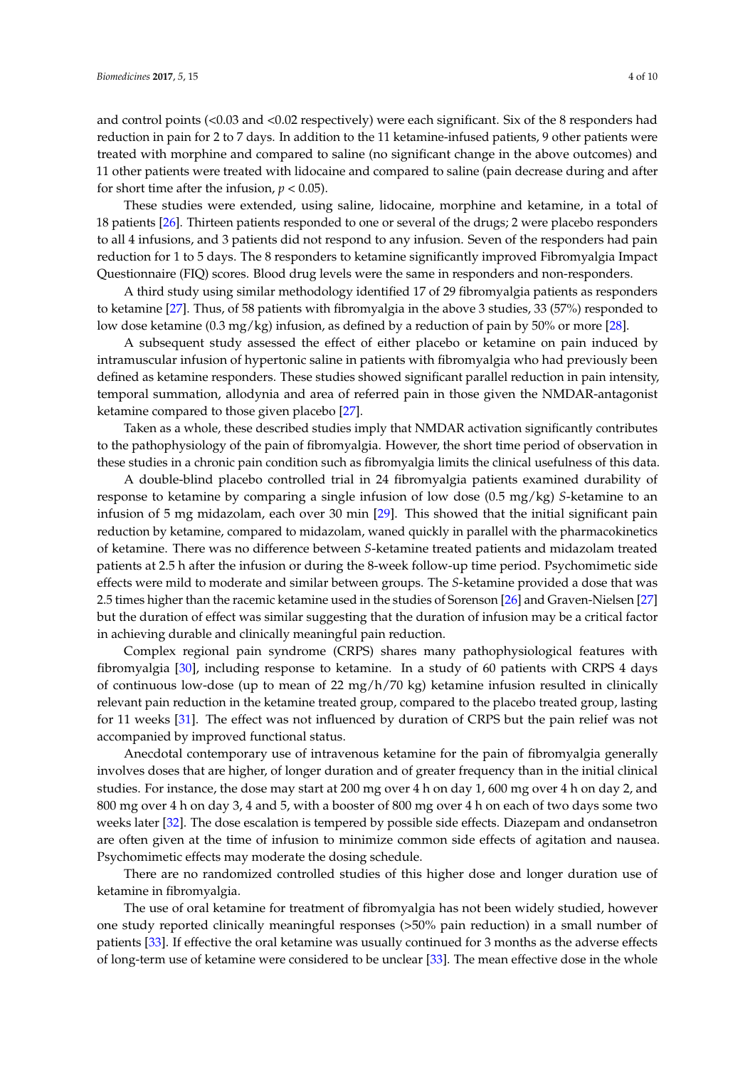and control points (<0.03 and <0.02 respectively) were each significant. Six of the 8 responders had reduction in pain for 2 to 7 days. In addition to the 11 ketamine-infused patients, 9 other patients were treated with morphine and compared to saline (no significant change in the above outcomes) and 11 other patients were treated with lidocaine and compared to saline (pain decrease during and after for short time after the infusion, $p < 0.05$).

These studies were extended, using saline, lidocaine, morphine and ketamine, in a total of 18 patients [26]. Thirteen patients responded to one or several of the drugs; 2 were placebo responders to all 4 infusions, and 3 patients did not respond to any infusion. Seven of the responders had pain reduction for 1 to 5 days. The 8 responders to ketamine significantly improved Fibromyalgia Impact Questionnaire (FIQ) scores. Blood drug levels were the same in responders and non-responders.

A third study using similar methodology identified 17 of 29 fibromyalgia patients as responders to ketamine [27]. Thus, of 58 patients with fibromyalgia in the above 3 studies, 33 (57%) responded to low dose ketamine (0.3 mg/kg) infusion, as defined by a reduction of pain by 50% or more [28].

A subsequent study assessed the effect of either placebo or ketamine on pain induced by intramuscular infusion of hypertonic saline in patients with fibromyalgia who had previously been defined as ketamine responders. These studies showed significant parallel reduction in pain intensity, temporal summation, allodynia and area of referred pain in those given the NMDAR-antagonist ketamine compared to those given placebo [27].

Taken as a whole, these described studies imply that NMDAR activation significantly contributes to the pathophysiology of the pain of fibromyalgia. However, the short time period of observation in these studies in a chronic pain condition such as fibromyalgia limits the clinical usefulness of this data.

A double-blind placebo controlled trial in 24 fibromyalgia patients examined durability of response to ketamine by comparing a single infusion of low dose (0.5 mg/kg) *S*-ketamine to an infusion of 5 mg midazolam, each over 30 min [29]. This showed that the initial significant pain reduction by ketamine, compared to midazolam, waned quickly in parallel with the pharmacokinetics of ketamine. There was no difference between *S*-ketamine treated patients and midazolam treated patients at 2.5 h after the infusion or during the 8-week follow-up time period. Psychomimetic side effects were mild to moderate and similar between groups. The *S*-ketamine provided a dose that was 2.5 times higher than the racemic ketamine used in the studies of Sorenson [26] and Graven-Nielsen [27] but the duration of effect was similar suggesting that the duration of infusion may be a critical factor in achieving durable and clinically meaningful pain reduction.

Complex regional pain syndrome (CRPS) shares many pathophysiological features with fibromyalgia [30], including response to ketamine. In a study of 60 patients with CRPS 4 days of continuous low-dose (up to mean of 22 mg/h/70 kg) ketamine infusion resulted in clinically relevant pain reduction in the ketamine treated group, compared to the placebo treated group, lasting for 11 weeks [31]. The effect was not influenced by duration of CRPS but the pain relief was not accompanied by improved functional status.

Anecdotal contemporary use of intravenous ketamine for the pain of fibromyalgia generally involves doses that are higher, of longer duration and of greater frequency than in the initial clinical studies. For instance, the dose may start at 200 mg over 4 h on day 1, 600 mg over 4 h on day 2, and 800 mg over 4 h on day 3, 4 and 5, with a booster of 800 mg over 4 h on each of two days some two weeks later [32]. The dose escalation is tempered by possible side effects. Diazepam and ondansetron are often given at the time of infusion to minimize common side effects of agitation and nausea. Psychomimetic effects may moderate the dosing schedule.

There are no randomized controlled studies of this higher dose and longer duration use of ketamine in fibromyalgia.

The use of oral ketamine for treatment of fibromyalgia has not been widely studied, however one study reported clinically meaningful responses (>50% pain reduction) in a small number of patients [33]. If effective the oral ketamine was usually continued for 3 months as the adverse effects of long-term use of ketamine were considered to be unclear [33]. The mean effective dose in the whole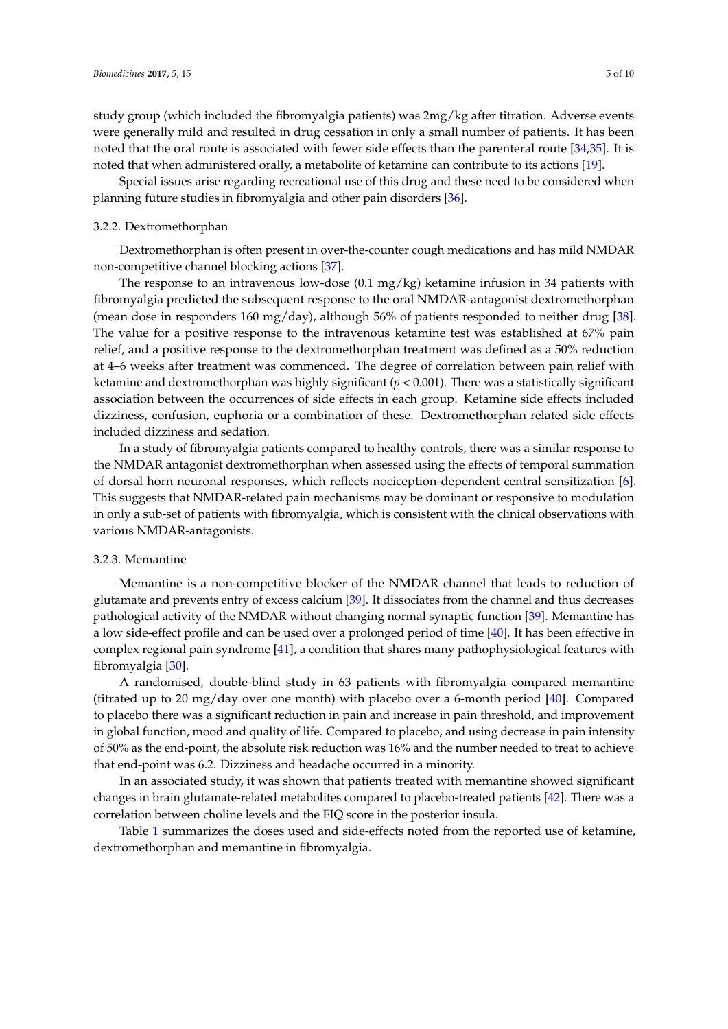study group (which included the fibromyalgia patients) was 2mg/kg after titration. Adverse events were generally mild and resulted in drug cessation in only a small number of patients. It has been noted that the oral route is associated with fewer side effects than the parenteral route [34,35]. It is noted that when administered orally, a metabolite of ketamine can contribute to its actions [19].

Special issues arise regarding recreational use of this drug and these need to be considered when planning future studies in fibromyalgia and other pain disorders [36].

#### 3.2.2. Dextromethorphan

Dextromethorphan is often present in over-the-counter cough medications and has mild NMDAR non-competitive channel blocking actions [37].

The response to an intravenous low-dose (0.1 mg/kg) ketamine infusion in 34 patients with fibromyalgia predicted the subsequent response to the oral NMDAR-antagonist dextromethorphan (mean dose in responders 160 mg/day), although 56% of patients responded to neither drug [38]. The value for a positive response to the intravenous ketamine test was established at 67% pain relief, and a positive response to the dextromethorphan treatment was defined as a 50% reduction at 4–6 weeks after treatment was commenced. The degree of correlation between pain relief with ketamine and dextromethorphan was highly significant ($p < 0.001$). There was a statistically significant association between the occurrences of side effects in each group. Ketamine side effects included dizziness, confusion, euphoria or a combination of these. Dextromethorphan related side effects included dizziness and sedation.

In a study of fibromyalgia patients compared to healthy controls, there was a similar response to the NMDAR antagonist dextromethorphan when assessed using the effects of temporal summation of dorsal horn neuronal responses, which reflects nociception-dependent central sensitization [6]. This suggests that NMDAR-related pain mechanisms may be dominant or responsive to modulation in only a sub-set of patients with fibromyalgia, which is consistent with the clinical observations with various NMDAR-antagonists.

#### 3.2.3. Memantine

Memantine is a non-competitive blocker of the NMDAR channel that leads to reduction of glutamate and prevents entry of excess calcium [39]. It dissociates from the channel and thus decreases pathological activity of the NMDAR without changing normal synaptic function [39]. Memantine has a low side-effect profile and can be used over a prolonged period of time [40]. It has been effective in complex regional pain syndrome [41], a condition that shares many pathophysiological features with fibromyalgia [30].

A randomised, double-blind study in 63 patients with fibromyalgia compared memantine (titrated up to 20 mg/day over one month) with placebo over a 6-month period [40]. Compared to placebo there was a significant reduction in pain and increase in pain threshold, and improvement in global function, mood and quality of life. Compared to placebo, and using decrease in pain intensity of 50% as the end-point, the absolute risk reduction was 16% and the number needed to treat to achieve that end-point was 6.2. Dizziness and headache occurred in a minority.

In an associated study, it was shown that patients treated with memantine showed significant changes in brain glutamate-related metabolites compared to placebo-treated patients [42]. There was a correlation between choline levels and the FIQ score in the posterior insula.

Table 1 summarizes the doses used and side-effects noted from the reported use of ketamine, dextromethorphan and memantine in fibromyalgia.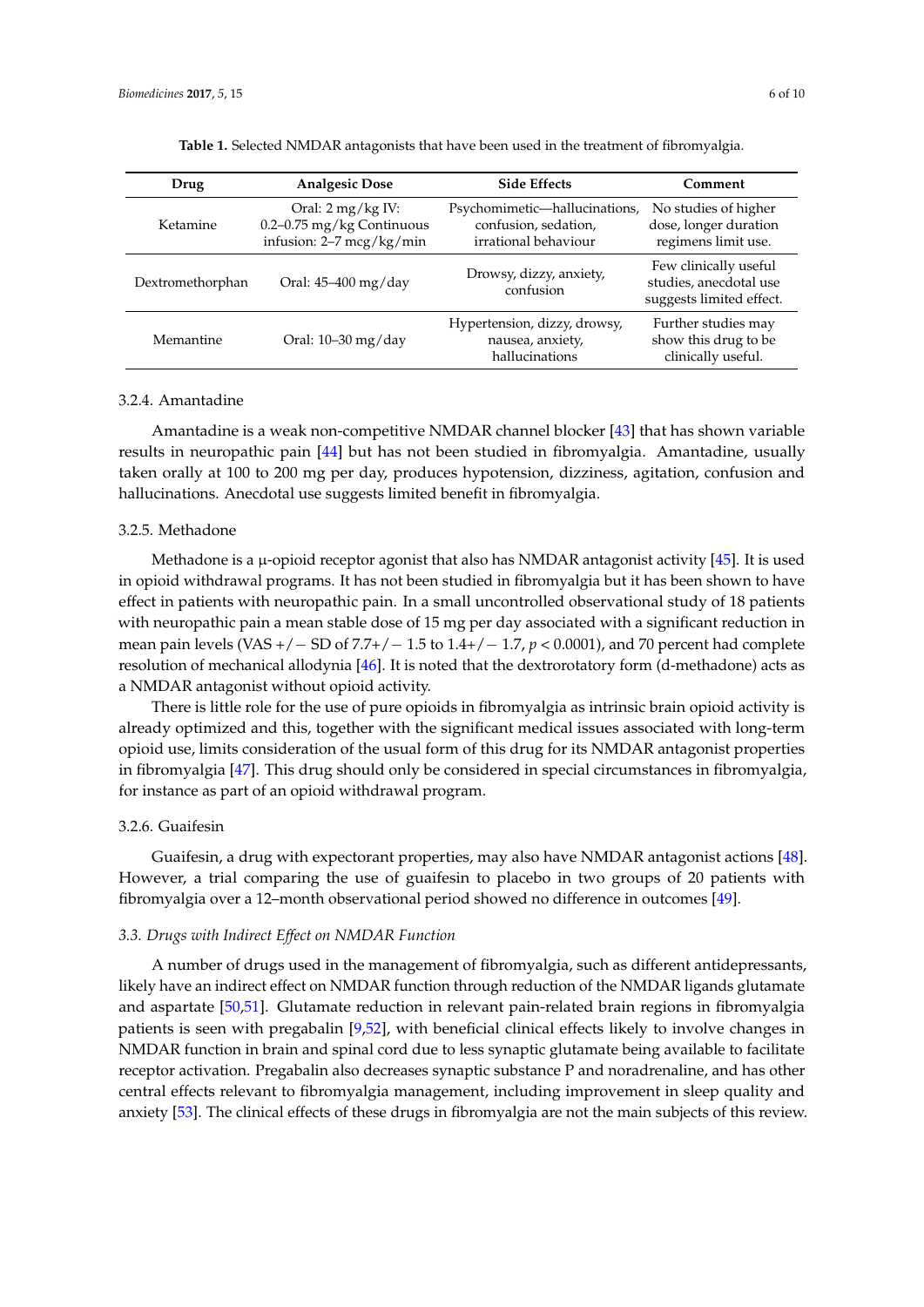**Table 1.** Selected NMDAR antagonists that have been used in the treatment of fibromyalgia.

| Drug | Analgesic Dose | Side Effects | Comment |
| --- | --- | --- | --- |
| Ketamine | Oral: 2 mg/kg IV: 0.2–0.75 mg/kg Continuous infusion: 2–7 mcg/kg/min | Psychomimetic—hallucinations, confusion, sedation, irrational behaviour | No studies of higher dose, longer duration regimens limit use. |
| Dextromethorphan | Oral: 45–400 mg/day | Drowsy, dizzy, anxiety, confusion | Few clinically useful studies, anecdotal use suggests limited effect. |
| Memantine | Oral: 10–30 mg/day | Hypertension, dizzy, drowsy, nausea, anxiety, hallucinations | Further studies may show this drug to be clinically useful. |

#### 3.2.4. Amantadine

Amantadine is a weak non-competitive NMDAR channel blocker [43] that has shown variable results in neuropathic pain [44] but has not been studied in fibromyalgia. Amantadine, usually taken orally at 100 to 200 mg per day, produces hypotension, dizziness, agitation, confusion and hallucinations. Anecdotal use suggests limited benefit in fibromyalgia.

#### 3.2.5. Methadone

Methadone is a μ-opioid receptor agonist that also has NMDAR antagonist activity [45]. It is used in opioid withdrawal programs. It has not been studied in fibromyalgia but it has been shown to have effect in patients with neuropathic pain. In a small uncontrolled observational study of 18 patients with neuropathic pain a mean stable dose of 15 mg per day associated with a significant reduction in mean pain levels (VAS +/− SD of 7.7+/− 1.5 to 1.4+/− 1.7, $p < 0.0001$), and 70 percent had complete resolution of mechanical allodynia [46]. It is noted that the dextrorotatory form (d-methadone) acts as a NMDAR antagonist without opioid activity.

There is little role for the use of pure opioids in fibromyalgia as intrinsic brain opioid activity is already optimized and this, together with the significant medical issues associated with long-term opioid use, limits consideration of the usual form of this drug for its NMDAR antagonist properties in fibromyalgia [47]. This drug should only be considered in special circumstances in fibromyalgia, for instance as part of an opioid withdrawal program.

#### 3.2.6. Guaifesin

Guaifesin, a drug with expectorant properties, may also have NMDAR antagonist actions [48]. However, a trial comparing the use of guaifesin to placebo in two groups of 20 patients with fibromyalgia over a 12–month observational period showed no difference in outcomes [49].

### *3.3. Drugs with Indirect Effect on NMDAR Function*

A number of drugs used in the management of fibromyalgia, such as different antidepressants, likely have an indirect effect on NMDAR function through reduction of the NMDAR ligands glutamate and aspartate [50,51]. Glutamate reduction in relevant pain-related brain regions in fibromyalgia patients is seen with pregabalin [9,52], with beneficial clinical effects likely to involve changes in NMDAR function in brain and spinal cord due to less synaptic glutamate being available to facilitate receptor activation. Pregabalin also decreases synaptic substance P and noradrenaline, and has other central effects relevant to fibromyalgia management, including improvement in sleep quality and anxiety [53]. The clinical effects of these drugs in fibromyalgia are not the main subjects of this review.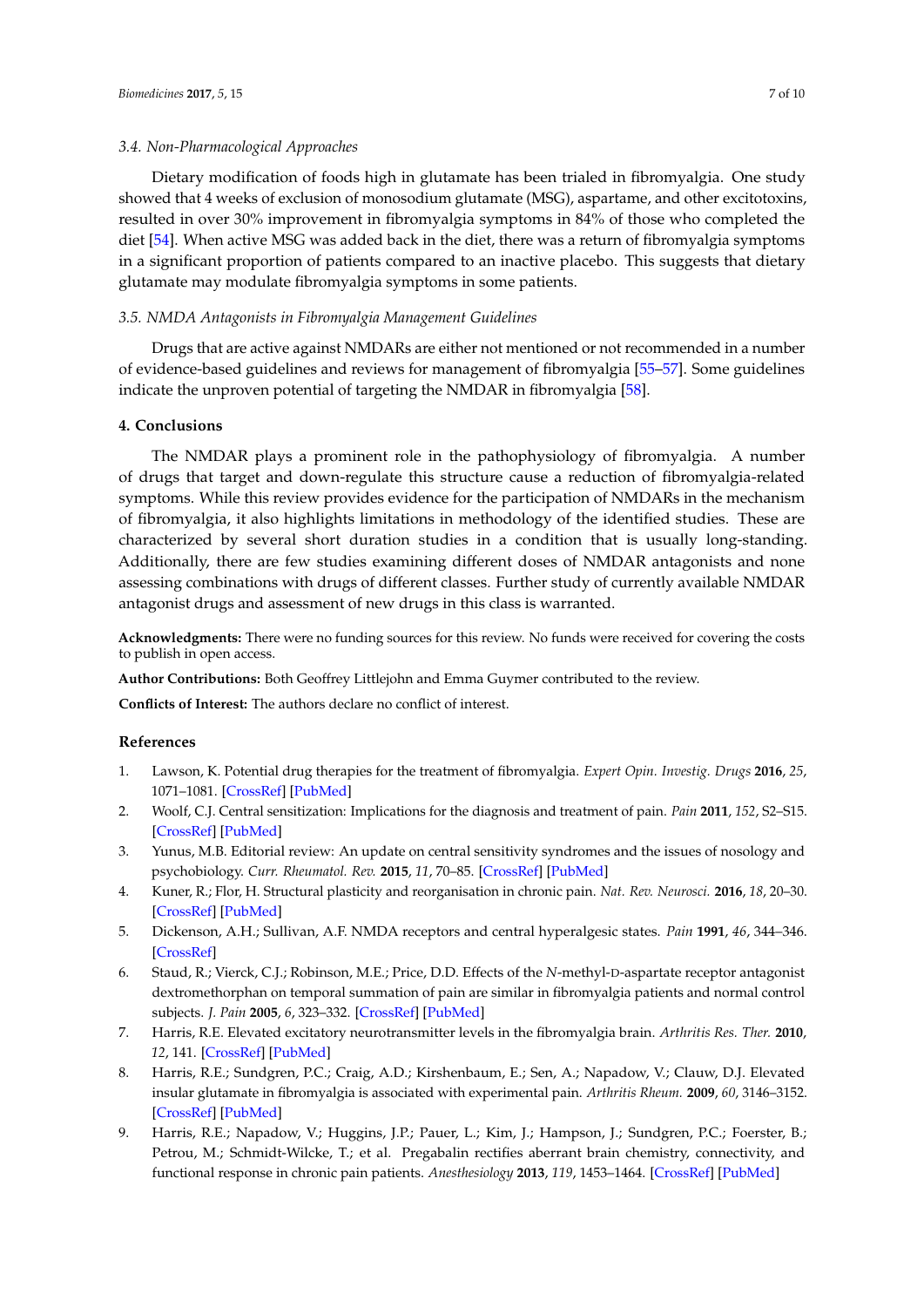### 3.4. Non-Pharmacological Approaches

Dietary modification of foods high in glutamate has been trialed in fibromyalgia. One study showed that 4 weeks of exclusion of monosodium glutamate (MSG), aspartame, and other excitotoxins, resulted in over 30% improvement in fibromyalgia symptoms in 84% of those who completed the diet [54]. When active MSG was added back in the diet, there was a return of fibromyalgia symptoms in a significant proportion of patients compared to an inactive placebo. This suggests that dietary glutamate may modulate fibromyalgia symptoms in some patients.

### 3.5. NMDA Antagonists in Fibromyalgia Management Guidelines

Drugs that are active against NMDARs are either not mentioned or not recommended in a number of evidence-based guidelines and reviews for management of fibromyalgia [55–57]. Some guidelines indicate the unproven potential of targeting the NMDAR in fibromyalgia [58].

## 4. Conclusions

The NMDAR plays a prominent role in the pathophysiology of fibromyalgia. A number of drugs that target and down-regulate this structure cause a reduction of fibromyalgia-related symptoms. While this review provides evidence for the participation of NMDARs in the mechanism of fibromyalgia, it also highlights limitations in methodology of the identified studies. These are characterized by several short duration studies in a condition that is usually long-standing. Additionally, there are few studies examining different doses of NMDAR antagonists and none assessing combinations with drugs of different classes. Further study of currently available NMDAR antagonist drugs and assessment of new drugs in this class is warranted.

**Acknowledgments:** There were no funding sources for this review. No funds were received for covering the costs to publish in open access.

**Author Contributions:** Both Geoffrey Littlejohn and Emma Guymer contributed to the review.

**Conflicts of Interest:** The authors declare no conflict of interest.

## References

1. Lawson, K. Potential drug therapies for the treatment of fibromyalgia. *Expert Opin. Investig. Drugs* **2016**, *25*, 1071–1081. [CrossRef] [PubMed]
2. Woolf, C.J. Central sensitization: Implications for the diagnosis and treatment of pain. *Pain* **2011**, *152*, S2–S15. [CrossRef] [PubMed]
3. Yunus, M.B. Editorial review: An update on central sensitivity syndromes and the issues of nosology and psychobiology. *Curr. Rheumatol. Rev.* **2015**, *11*, 70–85. [CrossRef] [PubMed]
4. Kuner, R.; Flor, H. Structural plasticity and reorganisation in chronic pain. *Nat. Rev. Neurosci.* **2016**, *18*, 20–30. [CrossRef] [PubMed]
5. Dickenson, A.H.; Sullivan, A.F. NMDA receptors and central hyperalgesic states. *Pain* **1991**, *46*, 344–346. [CrossRef]
6. Staud, R.; Vierck, C.J.; Robinson, M.E.; Price, D.D. Effects of the *N*-methyl-D-aspartate receptor antagonist dextromethorphan on temporal summation of pain are similar in fibromyalgia patients and normal control subjects. *J. Pain* **2005**, *6*, 323–332. [CrossRef] [PubMed]
7. Harris, R.E. Elevated excitatory neurotransmitter levels in the fibromyalgia brain. *Arthritis Res. Ther.* **2010**, *12*, 141. [CrossRef] [PubMed]
8. Harris, R.E.; Sundgren, P.C.; Craig, A.D.; Kirshenbaum, E.; Sen, A.; Napadow, V.; Clauw, D.J. Elevated insular glutamate in fibromyalgia is associated with experimental pain. *Arthritis Rheum.* **2009**, *60*, 3146–3152. [CrossRef] [PubMed]
9. Harris, R.E.; Napadow, V.; Huggins, J.P.; Pauer, L.; Kim, J.; Hampson, J.; Sundgren, P.C.; Foerster, B.; Petrou, M.; Schmidt-Wilcke, T.; et al. Pregabalin rectifies aberrant brain chemistry, connectivity, and functional response in chronic pain patients. *Anesthesiology* **2013**, *119*, 1453–1464. [CrossRef] [PubMed]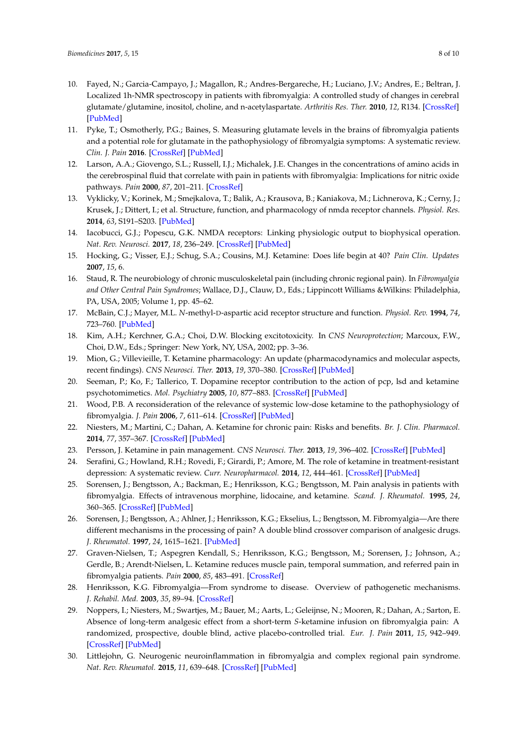10. Fayed, N.; Garcia-Campayo, J.; Magallon, R.; Andres-Bergareche, H.; Luciano, J.V.; Andres, E.; Beltran, J. Localized 1h-NMR spectroscopy in patients with fibromyalgia: A controlled study of changes in cerebral glutamate/glutamine, inositol, choline, and n-acetylaspartate. *Arthritis Res. Ther.* **2010**, *12*, R134. [CrossRef] [PubMed]
11. Pyke, T.; Osmotherly, P.G.; Baines, S. Measuring glutamate levels in the brains of fibromyalgia patients and a potential role for glutamate in the pathophysiology of fibromyalgia symptoms: A systematic review. *Clin. J. Pain* **2016**. [CrossRef] [PubMed]
12. Larson, A.A.; Giovengo, S.L.; Russell, I.J.; Michalek, J.E. Changes in the concentrations of amino acids in the cerebrospinal fluid that correlate with pain in patients with fibromyalgia: Implications for nitric oxide pathways. *Pain* **2000**, *87*, 201–211. [CrossRef]
13. Vyklicky, V.; Korinek, M.; Smejkalova, T.; Balik, A.; Krausova, B.; Kaniakova, M.; Lichnerova, K.; Cerny, J.; Krusek, J.; Dittert, I.; et al. Structure, function, and pharmacology of nmda receptor channels. *Physiol. Res.* **2014**, *63*, S191–S203. [PubMed]
14. Iacobucci, G.J.; Popescu, G.K. NMDA receptors: Linking physiologic output to biophysical operation. *Nat. Rev. Neurosci.* **2017**, *18*, 236–249. [CrossRef] [PubMed]
15. Hocking, G.; Visser, E.J.; Schug, S.A.; Cousins, M.J. Ketamine: Does life begin at 40? *Pain Clin. Updates* **2007**, *15*, 6.
16. Staud, R. The neurobiology of chronic musculoskeletal pain (including chronic regional pain). In *Fibromyalgia and Other Central Pain Syndromes*; Wallace, D.J., Clauw, D., Eds.; Lippincott Williams &Wilkins: Philadelphia, PA, USA, 2005; Volume 1, pp. 45–62.
17. McBain, C.J.; Mayer, M.L. *N*-methyl-D-aspartic acid receptor structure and function. *Physiol. Rev.* **1994**, *74*, 723–760. [PubMed]
18. Kim, A.H.; Kerchner, G.A.; Choi, D.W. Blocking excitotoxicity. In *CNS Neuroprotection*; Marcoux, F.W., Choi, D.W., Eds.; Springer: New York, NY, USA, 2002; pp. 3–36.
19. Mion, G.; Villevieille, T. Ketamine pharmacology: An update (pharmacodynamics and molecular aspects, recent findings). *CNS Neurosci. Ther.* **2013**, *19*, 370–380. [CrossRef] [PubMed]
20. Seeman, P.; Ko, F.; Tallerico, T. Dopamine receptor contribution to the action of pcp, lsd and ketamine psychotomimetics. *Mol. Psychiatry* **2005**, *10*, 877–883. [CrossRef] [PubMed]
21. Wood, P.B. A reconsideration of the relevance of systemic low-dose ketamine to the pathophysiology of fibromyalgia. *J. Pain* **2006**, *7*, 611–614. [CrossRef] [PubMed]
22. Niesters, M.; Martini, C.; Dahan, A. Ketamine for chronic pain: Risks and benefits. *Br. J. Clin. Pharmacol.* **2014**, *77*, 357–367. [CrossRef] [PubMed]
23. Persson, J. Ketamine in pain management. *CNS Neurosci. Ther.* **2013**, *19*, 396–402. [CrossRef] [PubMed]
24. Serafini, G.; Howland, R.H.; Rovedi, F.; Girardi, P.; Amore, M. The role of ketamine in treatment-resistant depression: A systematic review. *Curr. Neuropharmacol.* **2014**, *12*, 444–461. [CrossRef] [PubMed]
25. Sorensen, J.; Bengtsson, A.; Backman, E.; Henriksson, K.G.; Bengtsson, M. Pain analysis in patients with fibromyalgia. Effects of intravenous morphine, lidocaine, and ketamine. *Scand. J. Rheumatol.* **1995**, *24*, 360–365. [CrossRef] [PubMed]
26. Sorensen, J.; Bengtsson, A.; Ahlner, J.; Henriksson, K.G.; Ekselius, L.; Bengtsson, M. Fibromyalgia—Are there different mechanisms in the processing of pain? A double blind crossover comparison of analgesic drugs. *J. Rheumatol.* **1997**, *24*, 1615–1621. [PubMed]
27. Graven-Nielsen, T.; Aspegren Kendall, S.; Henriksson, K.G.; Bengtsson, M.; Sorensen, J.; Johnson, A.; Gerdle, B.; Arendt-Nielsen, L. Ketamine reduces muscle pain, temporal summation, and referred pain in fibromyalgia patients. *Pain* **2000**, *85*, 483–491. [CrossRef]
28. Henriksson, K.G. Fibromyalgia—From syndrome to disease. Overview of pathogenetic mechanisms. *J. Rehabil. Med.* **2003**, *35*, 89–94. [CrossRef]
29. Noppers, I.; Niesters, M.; Swartjes, M.; Bauer, M.; Aarts, L.; Geleijnse, N.; Mooren, R.; Dahan, A.; Sarton, E. Absence of long-term analgesic effect from a short-term *S*-ketamine infusion on fibromyalgia pain: A randomized, prospective, double blind, active placebo-controlled trial. *Eur. J. Pain* **2011**, *15*, 942–949. [CrossRef] [PubMed]
30. Littlejohn, G. Neurogenic neuroinflammation in fibromyalgia and complex regional pain syndrome. *Nat. Rev. Rheumatol.* **2015**, *11*, 639–648. [CrossRef] [PubMed]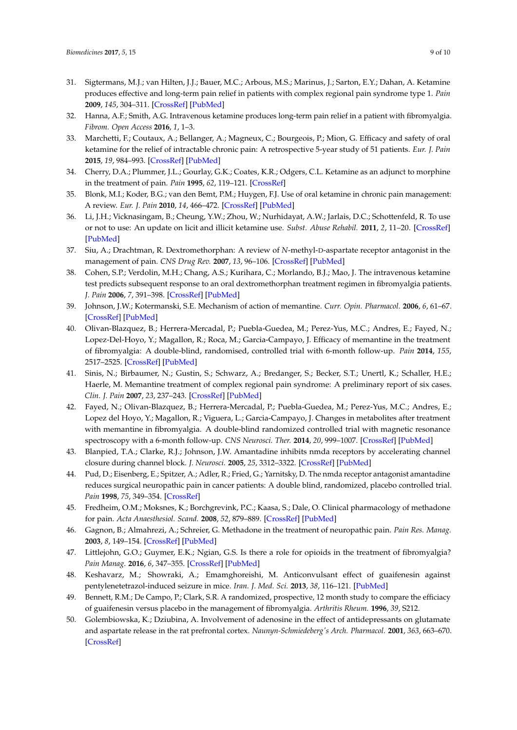31. Sigtermans, M.J.; van Hilten, J.J.; Bauer, M.C.; Arbous, M.S.; Marinus, J.; Sarton, E.Y.; Dahan, A. Ketamine produces effective and long-term pain relief in patients with complex regional pain syndrome type 1. *Pain* **2009**, *145*, 304–311. [CrossRef] [PubMed]
32. Hanna, A.F.; Smith, A.G. Intravenous ketamine produces long-term pain relief in a patient with fibromyalgia. *Fibrom. Open Access* **2016**, *1*, 1–3.
33. Marchetti, F.; Coutaux, A.; Bellanger, A.; Magneux, C.; Bourgeois, P.; Mion, G. Efficacy and safety of oral ketamine for the relief of intractable chronic pain: A retrospective 5-year study of 51 patients. *Eur. J. Pain* **2015**, *19*, 984–993. [CrossRef] [PubMed]
34. Cherry, D.A.; Plummer, J.L.; Gourlay, G.K.; Coates, K.R.; Odgers, C.L. Ketamine as an adjunct to morphine in the treatment of pain. *Pain* **1995**, *62*, 119–121. [CrossRef]
35. Blonk, M.I.; Koder, B.G.; van den Bemt, P.M.; Huygen, F.J. Use of oral ketamine in chronic pain management: A review. *Eur. J. Pain* **2010**, *14*, 466–472. [CrossRef] [PubMed]
36. Li, J.H.; Vicknasingam, B.; Cheung, Y.W.; Zhou, W.; Nurhidayat, A.W.; Jarlais, D.C.; Schottenfeld, R. To use or not to use: An update on licit and illicit ketamine use. *Subst. Abuse Rehabil.* **2011**, *2*, 11–20. [CrossRef] [PubMed]
37. Siu, A.; Drachtman, R. Dextromethorphan: A review of *N*-methyl-D-aspartate receptor antagonist in the management of pain. *CNS Drug Rev.* **2007**, *13*, 96–106. [CrossRef] [PubMed]
38. Cohen, S.P.; Verdolin, M.H.; Chang, A.S.; Kurihara, C.; Morlando, B.J.; Mao, J. The intravenous ketamine test predicts subsequent response to an oral dextromethorphan treatment regimen in fibromyalgia patients. *J. Pain* **2006**, *7*, 391–398. [CrossRef] [PubMed]
39. Johnson, J.W.; Kotermanski, S.E. Mechanism of action of memantine. *Curr. Opin. Pharmacol.* **2006**, *6*, 61–67. [CrossRef] [PubMed]
40. Olivan-Blazquez, B.; Herrera-Mercadal, P.; Puebla-Guedea, M.; Perez-Yus, M.C.; Andres, E.; Fayed, N.; Lopez-Del-Hoyo, Y.; Magallon, R.; Roca, M.; Garcia-Campayo, J. Efficacy of memantine in the treatment of fibromyalgia: A double-blind, randomised, controlled trial with 6-month follow-up. *Pain* **2014**, *155*, 2517–2525. [CrossRef] [PubMed]
41. Sinis, N.; Birbaumer, N.; Gustin, S.; Schwarz, A.; Bredanger, S.; Becker, S.T.; Unertl, K.; Schaller, H.E.; Haerle, M. Memantine treatment of complex regional pain syndrome: A preliminary report of six cases. *Clin. J. Pain* **2007**, *23*, 237–243. [CrossRef] [PubMed]
42. Fayed, N.; Olivan-Blazquez, B.; Herrera-Mercadal, P.; Puebla-Guedea, M.; Perez-Yus, M.C.; Andres, E.; Lopez del Hoyo, Y.; Magallon, R.; Viguera, L.; Garcia-Campayo, J. Changes in metabolites after treatment with memantine in fibromyalgia. A double-blind randomized controlled trial with magnetic resonance spectroscopy with a 6-month follow-up. *CNS Neurosci. Ther.* **2014**, *20*, 999–1007. [CrossRef] [PubMed]
43. Blanpied, T.A.; Clarke, R.J.; Johnson, J.W. Amantadine inhibits nmda receptors by accelerating channel closure during channel block. *J. Neurosci.* **2005**, *25*, 3312–3322. [CrossRef] [PubMed]
44. Pud, D.; Eisenberg, E.; Spitzer, A.; Adler, R.; Fried, G.; Yarnitsky, D. The nmda receptor antagonist amantadine reduces surgical neuropathic pain in cancer patients: A double blind, randomized, placebo controlled trial. *Pain* **1998**, *75*, 349–354. [CrossRef]
45. Fredheim, O.M.; Moksnes, K.; Borchgrevink, P.C.; Kaasa, S.; Dale, O. Clinical pharmacology of methadone for pain. *Acta Anaesthesiol. Scand.* **2008**, *52*, 879–889. [CrossRef] [PubMed]
46. Gagnon, B.; Almahrezi, A.; Schreier, G. Methadone in the treatment of neuropathic pain. *Pain Res. Manag.* **2003**, *8*, 149–154. [CrossRef] [PubMed]
47. Littlejohn, G.O.; Guymer, E.K.; Ngian, G.S. Is there a role for opioids in the treatment of fibromyalgia? *Pain Manag.* **2016**, *6*, 347–355. [CrossRef] [PubMed]
48. Keshavarz, M.; Showraki, A.; Emamghoreishi, M. Anticonvulsant effect of guaifenesin against pentylenetetrazol-induced seizure in mice. *Iran. J. Med. Sci.* **2013**, *38*, 116–121. [PubMed]
49. Bennett, R.M.; De Campo, P.; Clark, S.R. A randomized, prospective, 12 month study to compare the efficiacy of guaifenesin versus placebo in the management of fibromyalgia. *Arthritis Rheum.* **1996**, *39*, S212.
50. Golembiowska, K.; Dziubina, A. Involvement of adenosine in the effect of antidepressants on glutamate and aspartate release in the rat prefrontal cortex. *Naunyn-Schmiedeberg's Arch. Pharmacol.* **2001**, *363*, 663–670. [CrossRef]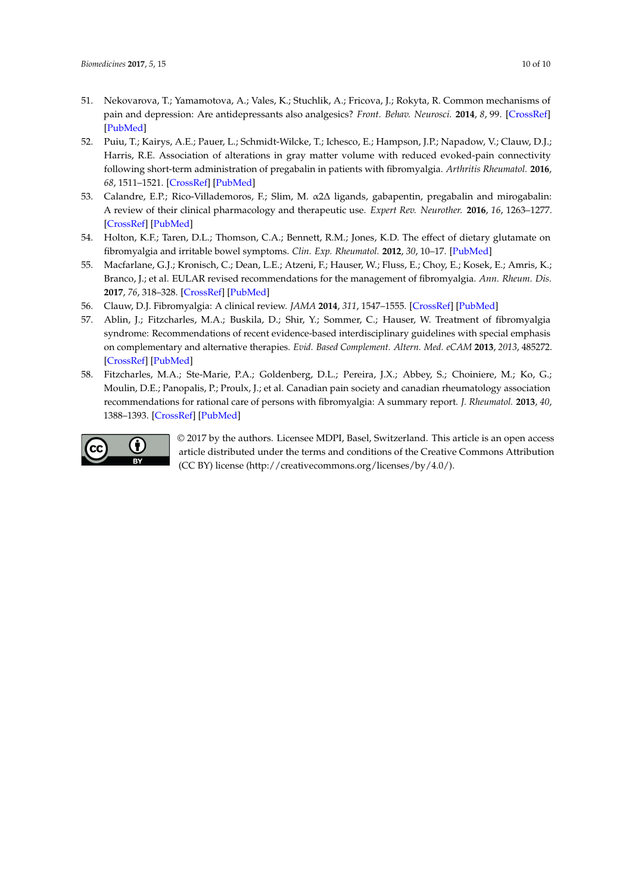51. Nekovarova, T.; Yamamotova, A.; Vales, K.; Stuchlik, A.; Fricova, J.; Rokyta, R. Common mechanisms of pain and depression: Are antidepressants also analgesics? *Front. Behav. Neurosci.* **2014**, *8*, 99. [CrossRef] [PubMed]
52. Puiu, T.; Kairys, A.E.; Pauer, L.; Schmidt-Wilcke, T.; Ichesco, E.; Hampson, J.P.; Napadow, V.; Clauw, D.J.; Harris, R.E. Association of alterations in gray matter volume with reduced evoked-pain connectivity following short-term administration of pregabalin in patients with fibromyalgia. *Arthritis Rheumatol.* **2016**, *68*, 1511–1521. [CrossRef] [PubMed]
53. Calandre, E.P.; Rico-Villademoros, F.; Slim, M. α2Δ ligands, gabapentin, pregabalin and mirogabalin: A review of their clinical pharmacology and therapeutic use. *Expert Rev. Neurother.* **2016**, *16*, 1263–1277. [CrossRef] [PubMed]
54. Holton, K.F.; Taren, D.L.; Thomson, C.A.; Bennett, R.M.; Jones, K.D. The effect of dietary glutamate on fibromyalgia and irritable bowel symptoms. *Clin. Exp. Rheumatol.* **2012**, *30*, 10–17. [PubMed]
55. Macfarlane, G.J.; Kronisch, C.; Dean, L.E.; Atzeni, F.; Hauser, W.; Fluss, E.; Choy, E.; Kosek, E.; Amris, K.; Branco, J.; et al. EULAR revised recommendations for the management of fibromyalgia. *Ann. Rheum. Dis.* **2017**, *76*, 318–328. [CrossRef] [PubMed]
56. Clauw, D.J. Fibromyalgia: A clinical review. *JAMA* **2014**, *311*, 1547–1555. [CrossRef] [PubMed]
57. Ablin, J.; Fitzcharles, M.A.; Buskila, D.; Shir, Y.; Sommer, C.; Hauser, W. Treatment of fibromyalgia syndrome: Recommendations of recent evidence-based interdisciplinary guidelines with special emphasis on complementary and alternative therapies. *Evid. Based Complement. Altern. Med. eCAM* **2013**, *2013*, 485272. [CrossRef] [PubMed]
58. Fitzcharles, M.A.; Ste-Marie, P.A.; Goldenberg, D.L.; Pereira, J.X.; Abbey, S.; Choiniere, M.; Ko, G.; Moulin, D.E.; Panopalis, P.; Proulx, J.; et al. Canadian pain society and canadian rheumatology association recommendations for rational care of persons with fibromyalgia: A summary report. *J. Rheumatol.* **2013**, *40*, 1388–1393. [CrossRef] [PubMed]

© 2017 by the authors. Licensee MDPI, Basel, Switzerland. This article is an open access article distributed under the terms and conditions of the Creative Commons Attribution (CC BY) license (http://creativecommons.org/licenses/by/4.0/).